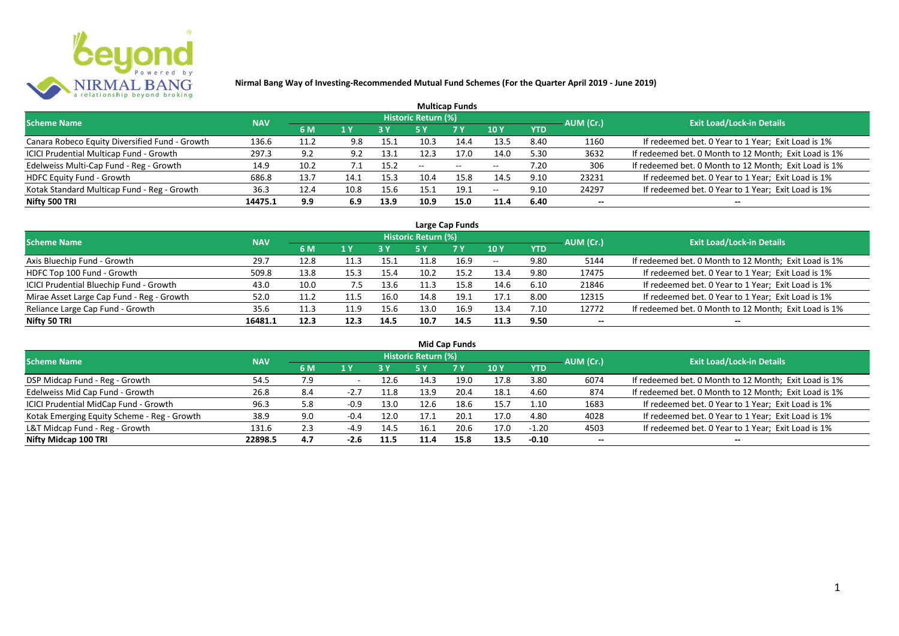# Nirmal Bang Way of Investing-Recommended Mutual Fund Schemes (For the Quarter April 2019 - June 2019)

## Multicap Funds

| Scheme Name | NAV | Historic Return (%) | | | | | | | AUM (Cr.) | Exit Load/Lock-in Details |
|---|---|---|---|---|---|---|---|---|---|---|
| | | 6 M | 1 Y | 3 Y | 5 Y | 7 Y | 10 Y | YTD | | |
| Canara Robeco Equity Diversified Fund - Growth | 136.6 | 11.2 | 9.8 | 15.1 | 10.3 | 14.4 | 13.5 | 8.40 | 1160 | If redeemed bet. 0 Year to 1 Year; Exit Load is 1% |
| ICICI Prudential Multicap Fund - Growth | 297.3 | 9.2 | 9.2 | 13.1 | 12.3 | 17.0 | 14.0 | 5.30 | 3632 | If redeemed bet. 0 Month to 12 Month; Exit Load is 1% |
| Edelweiss Multi-Cap Fund - Reg - Growth | 14.9 | 10.2 | 7.1 | 15.2 | -- | -- | -- | 7.20 | 306 | If redeemed bet. 0 Month to 12 Month; Exit Load is 1% |
| HDFC Equity Fund - Growth | 686.8 | 13.7 | 14.1 | 15.3 | 10.4 | 15.8 | 14.5 | 9.10 | 23231 | If redeemed bet. 0 Year to 1 Year; Exit Load is 1% |
| Kotak Standard Multicap Fund - Reg - Growth | 36.3 | 12.4 | 10.8 | 15.6 | 15.1 | 19.1 | -- | 9.10 | 24297 | If redeemed bet. 0 Year to 1 Year; Exit Load is 1% |
| **Nifty 500 TRI** | **14475.1** | **9.9** | **6.9** | **13.9** | **10.9** | **15.0** | **11.4** | **6.40** | **--** | **--** |

## Large Cap Funds

| Scheme Name | NAV | Historic Return (%) | | | | | | | AUM (Cr.) | Exit Load/Lock-in Details |
|---|---|---|---|---|---|---|---|---|---|---|
| | | 6 M | 1 Y | 3 Y | 5 Y | 7 Y | 10 Y | YTD | | |
| Axis Bluechip Fund - Growth | 29.7 | 12.8 | 11.3 | 15.1 | 11.8 | 16.9 | -- | 9.80 | 5144 | If redeemed bet. 0 Month to 12 Month; Exit Load is 1% |
| HDFC Top 100 Fund - Growth | 509.8 | 13.8 | 15.3 | 15.4 | 10.2 | 15.2 | 13.4 | 9.80 | 17475 | If redeemed bet. 0 Year to 1 Year; Exit Load is 1% |
| ICICI Prudential Bluechip Fund - Growth | 43.0 | 10.0 | 7.5 | 13.6 | 11.3 | 15.8 | 14.6 | 6.10 | 21846 | If redeemed bet. 0 Year to 1 Year; Exit Load is 1% |
| Mirae Asset Large Cap Fund - Reg - Growth | 52.0 | 11.2 | 11.5 | 16.0 | 14.8 | 19.1 | 17.1 | 8.00 | 12315 | If redeemed bet. 0 Year to 1 Year; Exit Load is 1% |
| Reliance Large Cap Fund - Growth | 35.6 | 11.3 | 11.9 | 15.6 | 13.0 | 16.9 | 13.4 | 7.10 | 12772 | If redeemed bet. 0 Month to 12 Month; Exit Load is 1% |
| **Nifty 50 TRI** | **16481.1** | **12.3** | **12.3** | **14.5** | **10.7** | **14.5** | **11.3** | **9.50** | **--** | **--** |

## Mid Cap Funds

| Scheme Name | NAV | Historic Return (%) | | | | | | | AUM (Cr.) | Exit Load/Lock-in Details |
|---|---|---|---|---|---|---|---|---|---|---|
| | | 6 M | 1 Y | 3 Y | 5 Y | 7 Y | 10 Y | YTD | | |
| DSP Midcap Fund - Reg - Growth | 54.5 | 7.9 | - | 12.6 | 14.3 | 19.0 | 17.8 | 3.80 | 6074 | If redeemed bet. 0 Month to 12 Month; Exit Load is 1% |
| Edelweiss Mid Cap Fund - Growth | 26.8 | 8.4 | -2.7 | 11.8 | 13.9 | 20.4 | 18.1 | 4.60 | 874 | If redeemed bet. 0 Month to 12 Month; Exit Load is 1% |
| ICICI Prudential MidCap Fund - Growth | 96.3 | 5.8 | -0.9 | 13.0 | 12.6 | 18.6 | 15.7 | 1.10 | 1683 | If redeemed bet. 0 Year to 1 Year; Exit Load is 1% |
| Kotak Emerging Equity Scheme - Reg - Growth | 38.9 | 9.0 | -0.4 | 12.0 | 17.1 | 20.1 | 17.0 | 4.80 | 4028 | If redeemed bet. 0 Year to 1 Year; Exit Load is 1% |
| L&T Midcap Fund - Reg - Growth | 131.6 | 2.3 | -4.9 | 14.5 | 16.1 | 20.6 | 17.0 | -1.20 | 4503 | If redeemed bet. 0 Year to 1 Year; Exit Load is 1% |
| **Nifty Midcap 100 TRI** | **22898.5** | **4.7** | **-2.6** | **11.5** | **11.4** | **15.8** | **13.5** | **-0.10** | **--** | **--** |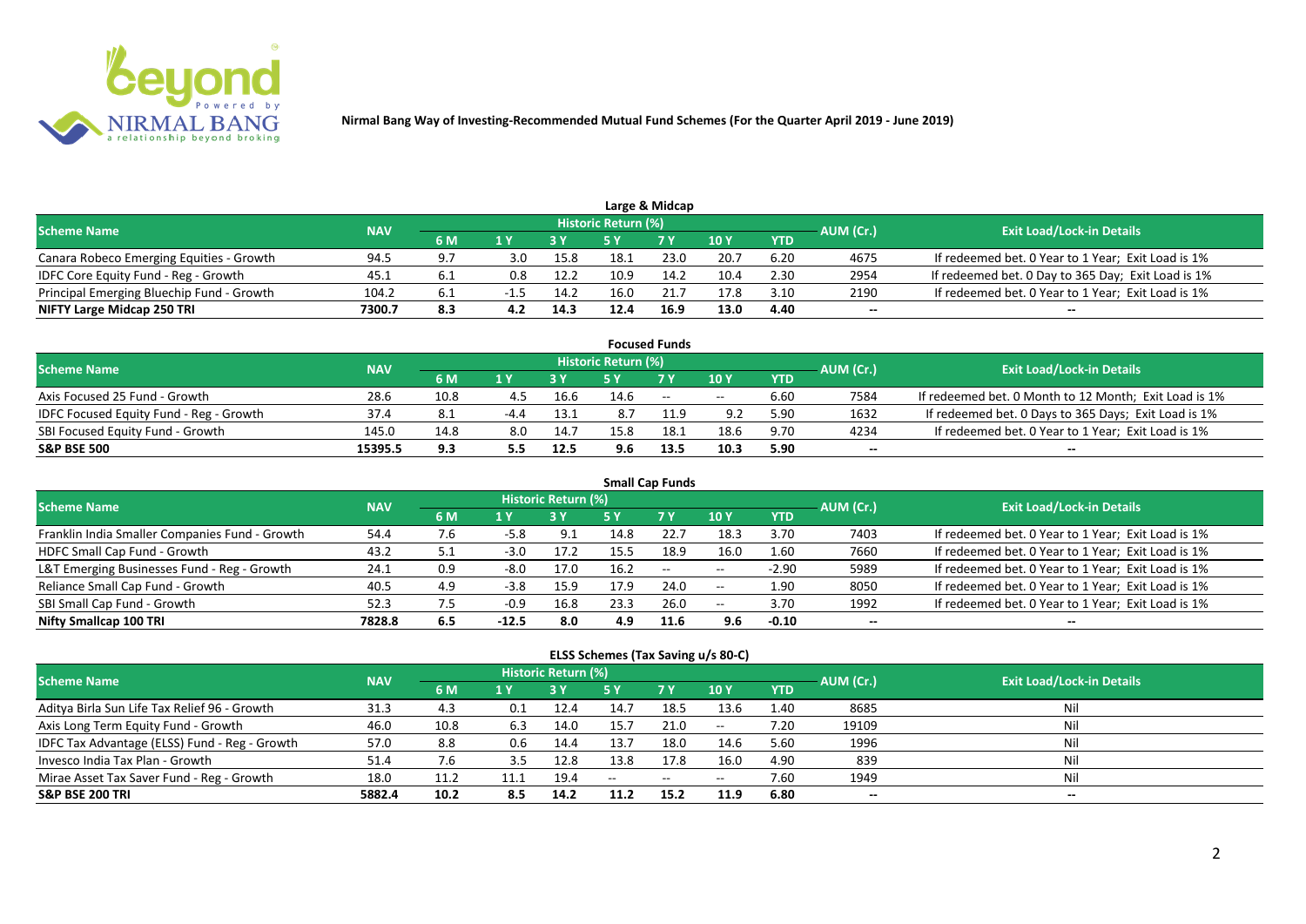**Nirmal Bang Way of Investing-Recommended Mutual Fund Schemes (For the Quarter April 2019 - June 2019)**

## Large & Midcap

| Scheme Name | NAV | Historic Return (%) | | | | | | | AUM (Cr.) | Exit Load/Lock-in Details |
|---|---|---|---|---|---|---|---|---|---|---|
| | | 6 M | 1 Y | 3 Y | 5 Y | 7 Y | 10 Y | YTD | | |
| Canara Robeco Emerging Equities - Growth | 94.5 | 9.7 | 3.0 | 15.8 | 18.1 | 23.0 | 20.7 | 6.20 | 4675 | If redeemed bet. 0 Year to 1 Year; Exit Load is 1% |
| IDFC Core Equity Fund - Reg - Growth | 45.1 | 6.1 | 0.8 | 12.2 | 10.9 | 14.2 | 10.4 | 2.30 | 2954 | If redeemed bet. 0 Day to 365 Day; Exit Load is 1% |
| Principal Emerging Bluechip Fund - Growth | 104.2 | 6.1 | -1.5 | 14.2 | 16.0 | 21.7 | 17.8 | 3.10 | 2190 | If redeemed bet. 0 Year to 1 Year; Exit Load is 1% |
| **NIFTY Large Midcap 250 TRI** | **7300.7** | **8.3** | **4.2** | **14.3** | **12.4** | **16.9** | **13.0** | **4.40** | **--** | **--** |

## Focused Funds

| Scheme Name | NAV | Historic Return (%) | | | | | | | AUM (Cr.) | Exit Load/Lock-in Details |
|---|---|---|---|---|---|---|---|---|---|---|
| | | 6 M | 1 Y | 3 Y | 5 Y | 7 Y | 10 Y | YTD | | |
| Axis Focused 25 Fund - Growth | 28.6 | 10.8 | 4.5 | 16.6 | 14.6 | -- | -- | 6.60 | 7584 | If redeemed bet. 0 Month to 12 Month; Exit Load is 1% |
| IDFC Focused Equity Fund - Reg - Growth | 37.4 | 8.1 | -4.4 | 13.1 | 8.7 | 11.9 | 9.2 | 5.90 | 1632 | If redeemed bet. 0 Days to 365 Days; Exit Load is 1% |
| SBI Focused Equity Fund - Growth | 145.0 | 14.8 | 8.0 | 14.7 | 15.8 | 18.1 | 18.6 | 9.70 | 4234 | If redeemed bet. 0 Year to 1 Year; Exit Load is 1% |
| **S&P BSE 500** | **15395.5** | **9.3** | **5.5** | **12.5** | **9.6** | **13.5** | **10.3** | **5.90** | **--** | **--** |

## Small Cap Funds

| Scheme Name | NAV | Historic Return (%) | | | | | | | AUM (Cr.) | Exit Load/Lock-in Details |
|---|---|---|---|---|---|---|---|---|---|---|
| | | 6 M | 1 Y | 3 Y | 5 Y | 7 Y | 10 Y | YTD | | |
| Franklin India Smaller Companies Fund - Growth | 54.4 | 7.6 | -5.8 | 9.1 | 14.8 | 22.7 | 18.3 | 3.70 | 7403 | If redeemed bet. 0 Year to 1 Year; Exit Load is 1% |
| HDFC Small Cap Fund - Growth | 43.2 | 5.1 | -3.0 | 17.2 | 15.5 | 18.9 | 16.0 | 1.60 | 7660 | If redeemed bet. 0 Year to 1 Year; Exit Load is 1% |
| L&T Emerging Businesses Fund - Reg - Growth | 24.1 | 0.9 | -8.0 | 17.0 | 16.2 | -- | -- | -2.90 | 5989 | If redeemed bet. 0 Year to 1 Year; Exit Load is 1% |
| Reliance Small Cap Fund - Growth | 40.5 | 4.9 | -3.8 | 15.9 | 17.9 | 24.0 | -- | 1.90 | 8050 | If redeemed bet. 0 Year to 1 Year; Exit Load is 1% |
| SBI Small Cap Fund - Growth | 52.3 | 7.5 | -0.9 | 16.8 | 23.3 | 26.0 | -- | 3.70 | 1992 | If redeemed bet. 0 Year to 1 Year; Exit Load is 1% |
| **Nifty Smallcap 100 TRI** | **7828.8** | **6.5** | **-12.5** | **8.0** | **4.9** | **11.6** | **9.6** | **-0.10** | **--** | **--** |

## ELSS Schemes (Tax Saving u/s 80-C)

| Scheme Name | NAV | Historic Return (%) | | | | | | | AUM (Cr.) | Exit Load/Lock-in Details |
|---|---|---|---|---|---|---|---|---|---|---|
| | | 6 M | 1 Y | 3 Y | 5 Y | 7 Y | 10 Y | YTD | | |
| Aditya Birla Sun Life Tax Relief 96 - Growth | 31.3 | 4.3 | 0.1 | 12.4 | 14.7 | 18.5 | 13.6 | 1.40 | 8685 | Nil |
| Axis Long Term Equity Fund - Growth | 46.0 | 10.8 | 6.3 | 14.0 | 15.7 | 21.0 | -- | 7.20 | 19109 | Nil |
| IDFC Tax Advantage (ELSS) Fund - Reg - Growth | 57.0 | 8.8 | 0.6 | 14.4 | 13.7 | 18.0 | 14.6 | 5.60 | 1996 | Nil |
| Invesco India Tax Plan - Growth | 51.4 | 7.6 | 3.5 | 12.8 | 13.8 | 17.8 | 16.0 | 4.90 | 839 | Nil |
| Mirae Asset Tax Saver Fund - Reg - Growth | 18.0 | 11.2 | 11.1 | 19.4 | -- | -- | -- | 7.60 | 1949 | Nil |
| **S&P BSE 200 TRI** | **5882.4** | **10.2** | **8.5** | **14.2** | **11.2** | **15.2** | **11.9** | **6.80** | **--** | **--** |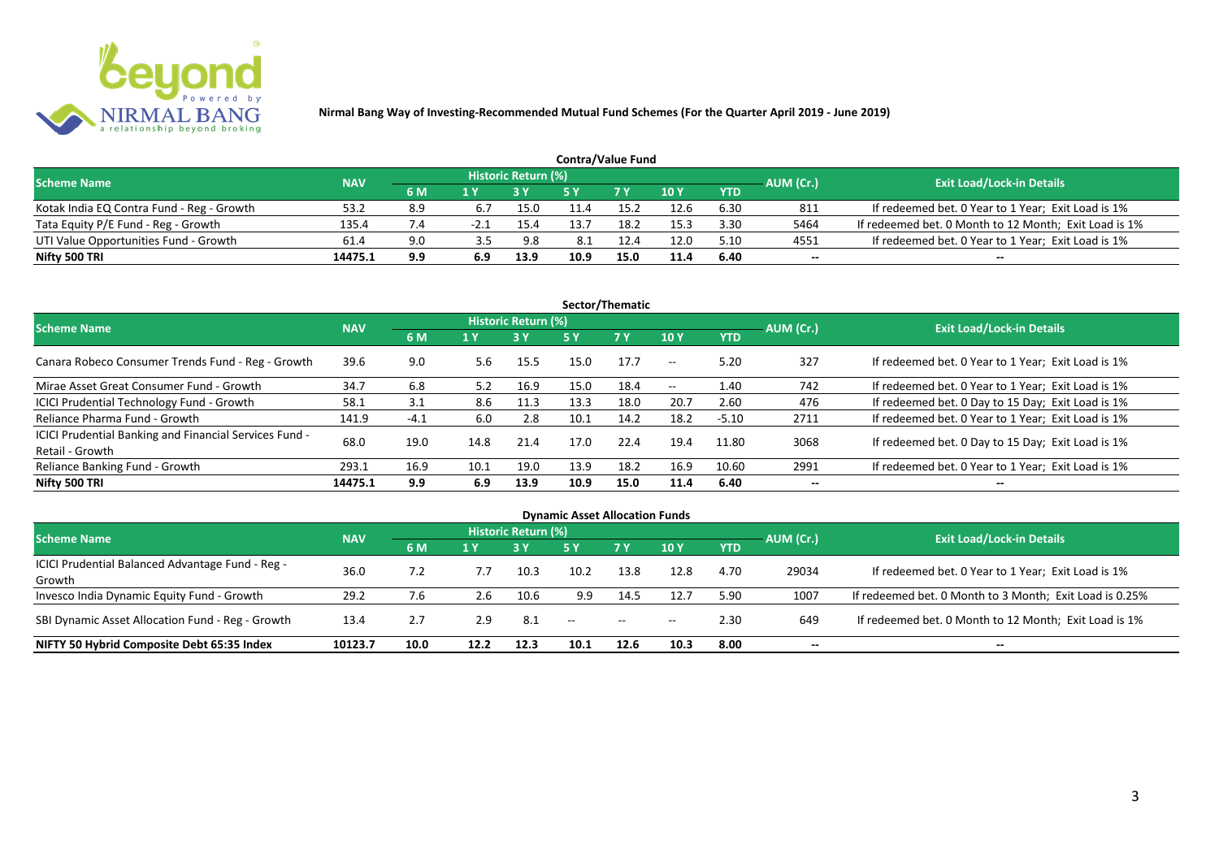**Nirmal Bang Way of Investing-Recommended Mutual Fund Schemes (For the Quarter April 2019 - June 2019)**

## Contra/Value Fund

| Scheme Name | NAV | Historic Return (%) | | | | | | | AUM (Cr.) | Exit Load/Lock-in Details |
|---|---|---|---|---|---|---|---|---|---|---|
| | | 6 M | 1 Y | 3 Y | 5 Y | 7 Y | 10 Y | YTD | | |
| Kotak India EQ Contra Fund - Reg - Growth | 53.2 | 8.9 | 6.7 | 15.0 | 11.4 | 15.2 | 12.6 | 6.30 | 811 | If redeemed bet. 0 Year to 1 Year; Exit Load is 1% |
| Tata Equity P/E Fund - Reg - Growth | 135.4 | 7.4 | -2.1 | 15.4 | 13.7 | 18.2 | 15.3 | 3.30 | 5464 | If redeemed bet. 0 Month to 12 Month; Exit Load is 1% |
| UTI Value Opportunities Fund - Growth | 61.4 | 9.0 | 3.5 | 9.8 | 8.1 | 12.4 | 12.0 | 5.10 | 4551 | If redeemed bet. 0 Year to 1 Year; Exit Load is 1% |
| **Nifty 500 TRI** | **14475.1** | **9.9** | **6.9** | **13.9** | **10.9** | **15.0** | **11.4** | **6.40** | **--** | **--** |

## Sector/Thematic

| Scheme Name | NAV | Historic Return (%) | | | | | | | AUM (Cr.) | Exit Load/Lock-in Details |
|---|---|---|---|---|---|---|---|---|---|---|
| | | 6 M | 1 Y | 3 Y | 5 Y | 7 Y | 10 Y | YTD | | |
| Canara Robeco Consumer Trends Fund - Reg - Growth | 39.6 | 9.0 | 5.6 | 15.5 | 15.0 | 17.7 | -- | 5.20 | 327 | If redeemed bet. 0 Year to 1 Year; Exit Load is 1% |
| Mirae Asset Great Consumer Fund - Growth | 34.7 | 6.8 | 5.2 | 16.9 | 15.0 | 18.4 | -- | 1.40 | 742 | If redeemed bet. 0 Year to 1 Year; Exit Load is 1% |
| ICICI Prudential Technology Fund - Growth | 58.1 | 3.1 | 8.6 | 11.3 | 13.3 | 18.0 | 20.7 | 2.60 | 476 | If redeemed bet. 0 Day to 15 Day; Exit Load is 1% |
| Reliance Pharma Fund - Growth | 141.9 | -4.1 | 6.0 | 2.8 | 10.1 | 14.2 | 18.2 | -5.10 | 2711 | If redeemed bet. 0 Year to 1 Year; Exit Load is 1% |
| ICICI Prudential Banking and Financial Services Fund - Retail - Growth | 68.0 | 19.0 | 14.8 | 21.4 | 17.0 | 22.4 | 19.4 | 11.80 | 3068 | If redeemed bet. 0 Day to 15 Day; Exit Load is 1% |
| Reliance Banking Fund - Growth | 293.1 | 16.9 | 10.1 | 19.0 | 13.9 | 18.2 | 16.9 | 10.60 | 2991 | If redeemed bet. 0 Year to 1 Year; Exit Load is 1% |
| **Nifty 500 TRI** | **14475.1** | **9.9** | **6.9** | **13.9** | **10.9** | **15.0** | **11.4** | **6.40** | **--** | **--** |

## Dynamic Asset Allocation Funds

| Scheme Name | NAV | Historic Return (%) | | | | | | | AUM (Cr.) | Exit Load/Lock-in Details |
|---|---|---|---|---|---|---|---|---|---|---|
| | | 6 M | 1 Y | 3 Y | 5 Y | 7 Y | 10 Y | YTD | | |
| ICICI Prudential Balanced Advantage Fund - Reg - Growth | 36.0 | 7.2 | 7.7 | 10.3 | 10.2 | 13.8 | 12.8 | 4.70 | 29034 | If redeemed bet. 0 Year to 1 Year; Exit Load is 1% |
| Invesco India Dynamic Equity Fund - Growth | 29.2 | 7.6 | 2.6 | 10.6 | 9.9 | 14.5 | 12.7 | 5.90 | 1007 | If redeemed bet. 0 Month to 3 Month; Exit Load is 0.25% |
| SBI Dynamic Asset Allocation Fund - Reg - Growth | 13.4 | 2.7 | 2.9 | 8.1 | -- | -- | -- | 2.30 | 649 | If redeemed bet. 0 Month to 12 Month; Exit Load is 1% |
| **NIFTY 50 Hybrid Composite Debt 65:35 Index** | **10123.7** | **10.0** | **12.2** | **12.3** | **10.1** | **12.6** | **10.3** | **8.00** | **--** | **--** |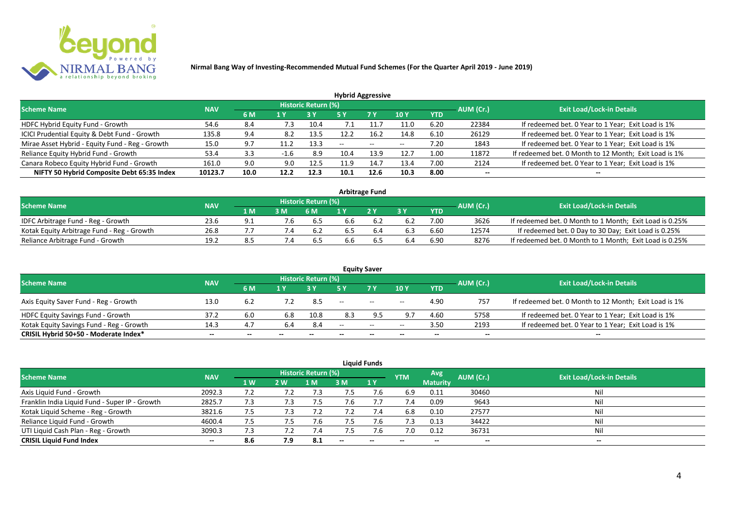**Nirmal Bang Way of Investing-Recommended Mutual Fund Schemes (For the Quarter April 2019 - June 2019)**

## Hybrid Aggressive

| Scheme Name | NAV | Historic Return (%) | | | | | | | AUM (Cr.) | Exit Load/Lock-in Details |
|---|---|---|---|---|---|---|---|---|---|---|
| | | 6 M | 1 Y | 3 Y | 5 Y | 7 Y | 10 Y | YTD | | |
| HDFC Hybrid Equity Fund - Growth | 54.6 | 8.4 | 7.3 | 10.4 | 7.1 | 11.7 | 11.0 | 6.20 | 22384 | If redeemed bet. 0 Year to 1 Year; Exit Load is 1% |
| ICICI Prudential Equity & Debt Fund - Growth | 135.8 | 9.4 | 8.2 | 13.5 | 12.2 | 16.2 | 14.8 | 6.10 | 26129 | If redeemed bet. 0 Year to 1 Year; Exit Load is 1% |
| Mirae Asset Hybrid - Equity Fund - Reg - Growth | 15.0 | 9.7 | 11.2 | 13.3 | -- | -- | -- | 7.20 | 1843 | If redeemed bet. 0 Year to 1 Year; Exit Load is 1% |
| Reliance Equity Hybrid Fund - Growth | 53.4 | 3.3 | -1.6 | 8.9 | 10.4 | 13.9 | 12.7 | 1.00 | 11872 | If redeemed bet. 0 Month to 12 Month; Exit Load is 1% |
| Canara Robeco Equity Hybrid Fund - Growth | 161.0 | 9.0 | 9.0 | 12.5 | 11.9 | 14.7 | 13.4 | 7.00 | 2124 | If redeemed bet. 0 Year to 1 Year; Exit Load is 1% |
| **NIFTY 50 Hybrid Composite Debt 65:35 Index** | **10123.7** | **10.0** | **12.2** | **12.3** | **10.1** | **12.6** | **10.3** | **8.00** | **--** | **--** |

## Arbitrage Fund

| Scheme Name | NAV | Historic Return (%) | | | | | | | AUM (Cr.) | Exit Load/Lock-in Details |
|---|---|---|---|---|---|---|---|---|---|---|
| | | 1 M | 3 M | 6 M | 1 Y | 2 Y | 3 Y | YTD | | |
| IDFC Arbitrage Fund - Reg - Growth | 23.6 | 9.1 | 7.6 | 6.5 | 6.6 | 6.2 | 6.2 | 7.00 | 3626 | If redeemed bet. 0 Month to 1 Month; Exit Load is 0.25% |
| Kotak Equity Arbitrage Fund - Reg - Growth | 26.8 | 7.7 | 7.4 | 6.2 | 6.5 | 6.4 | 6.3 | 6.60 | 12574 | If redeemed bet. 0 Day to 30 Day; Exit Load is 0.25% |
| Reliance Arbitrage Fund - Growth | 19.2 | 8.5 | 7.4 | 6.5 | 6.6 | 6.5 | 6.4 | 6.90 | 8276 | If redeemed bet. 0 Month to 1 Month; Exit Load is 0.25% |

## Equity Saver

| Scheme Name | NAV | Historic Return (%) | | | | | | | AUM (Cr.) | Exit Load/Lock-in Details |
|---|---|---|---|---|---|---|---|---|---|---|
| | | 6 M | 1 Y | 3 Y | 5 Y | 7 Y | 10 Y | YTD | | |
| Axis Equity Saver Fund - Reg - Growth | 13.0 | 6.2 | 7.2 | 8.5 | -- | -- | -- | 4.90 | 757 | If redeemed bet. 0 Month to 12 Month; Exit Load is 1% |
| HDFC Equity Savings Fund - Growth | 37.2 | 6.0 | 6.8 | 10.8 | 8.3 | 9.5 | 9.7 | 4.60 | 5758 | If redeemed bet. 0 Year to 1 Year; Exit Load is 1% |
| Kotak Equity Savings Fund - Reg - Growth | 14.3 | 4.7 | 6.4 | 8.4 | -- | -- | -- | 3.50 | 2193 | If redeemed bet. 0 Year to 1 Year; Exit Load is 1% |
| **CRISIL Hybrid 50+50 - Moderate Index*** | **--** | **--** | **--** | **--** | **--** | **--** | **--** | **--** | **--** | **--** |

## Liquid Funds

| Scheme Name | NAV | Historic Return (%) | | | | | YTM | Avg Maturity | AUM (Cr.) | Exit Load/Lock-in Details |
|---|---|---|---|---|---|---|---|---|---|---|
| | | 1 W | 2 W | 1 M | 3 M | 1 Y | | | | |
| Axis Liquid Fund - Growth | 2092.3 | 7.2 | 7.2 | 7.3 | 7.5 | 7.6 | 6.9 | 0.11 | 30460 | Nil |
| Franklin India Liquid Fund - Super IP - Growth | 2825.7 | 7.3 | 7.3 | 7.5 | 7.6 | 7.7 | 7.4 | 0.09 | 9643 | Nil |
| Kotak Liquid Scheme - Reg - Growth | 3821.6 | 7.5 | 7.3 | 7.2 | 7.2 | 7.4 | 6.8 | 0.10 | 27577 | Nil |
| Reliance Liquid Fund - Growth | 4600.4 | 7.5 | 7.5 | 7.6 | 7.5 | 7.6 | 7.3 | 0.13 | 34422 | Nil |
| UTI Liquid Cash Plan - Reg - Growth | 3090.3 | 7.3 | 7.2 | 7.4 | 7.5 | 7.6 | 7.0 | 0.12 | 36731 | Nil |
| **CRISIL Liquid Fund Index** | **--** | **8.6** | **7.9** | **8.1** | **--** | **--** | **--** | **--** | **--** | **--** |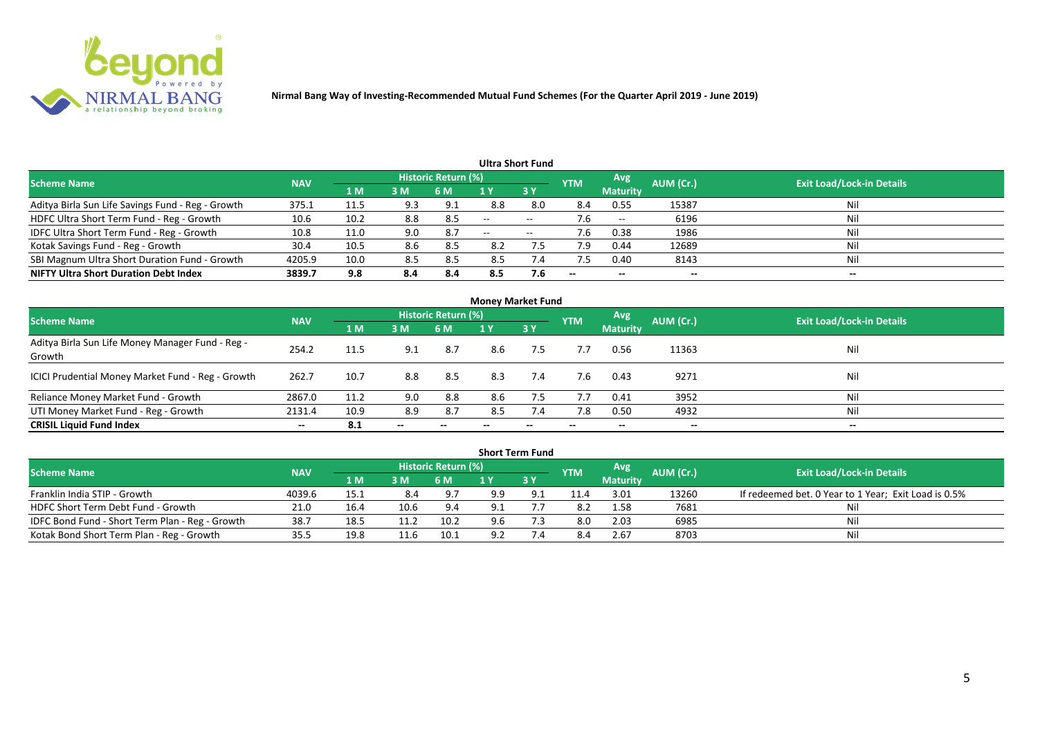# Nirmal Bang Way of Investing-Recommended Mutual Fund Schemes (For the Quarter April 2019 - June 2019)

## Ultra Short Fund

| Scheme Name | NAV | Historic Return (%) | | | | | YTM | Avg Maturity | AUM (Cr.) | Exit Load/Lock-in Details |
|---|---|---|---|---|---|---|---|---|---|---|
| | | 1 M | 3 M | 6 M | 1 Y | 3 Y | | | | |
| Aditya Birla Sun Life Savings Fund - Reg - Growth | 375.1 | 11.5 | 9.3 | 9.1 | 8.8 | 8.0 | 8.4 | 0.55 | 15387 | Nil |
| HDFC Ultra Short Term Fund - Reg - Growth | 10.6 | 10.2 | 8.8 | 8.5 | -- | -- | 7.6 | -- | 6196 | Nil |
| IDFC Ultra Short Term Fund - Reg - Growth | 10.8 | 11.0 | 9.0 | 8.7 | -- | -- | 7.6 | 0.38 | 1986 | Nil |
| Kotak Savings Fund - Reg - Growth | 30.4 | 10.5 | 8.6 | 8.5 | 8.2 | 7.5 | 7.9 | 0.44 | 12689 | Nil |
| SBI Magnum Ultra Short Duration Fund - Growth | 4205.9 | 10.0 | 8.5 | 8.5 | 8.5 | 7.4 | 7.5 | 0.40 | 8143 | Nil |
| **NIFTY Ultra Short Duration Debt Index** | **3839.7** | **9.8** | **8.4** | **8.4** | **8.5** | **7.6** | -- | -- | -- | -- |

## Money Market Fund

| Scheme Name | NAV | Historic Return (%) | | | | | YTM | Avg Maturity | AUM (Cr.) | Exit Load/Lock-in Details |
|---|---|---|---|---|---|---|---|---|---|---|
| | | 1 M | 3 M | 6 M | 1 Y | 3 Y | | | | |
| Aditya Birla Sun Life Money Manager Fund - Reg - Growth | 254.2 | 11.5 | 9.1 | 8.7 | 8.6 | 7.5 | 7.7 | 0.56 | 11363 | Nil |
| ICICI Prudential Money Market Fund - Reg - Growth | 262.7 | 10.7 | 8.8 | 8.5 | 8.3 | 7.4 | 7.6 | 0.43 | 9271 | Nil |
| Reliance Money Market Fund - Growth | 2867.0 | 11.2 | 9.0 | 8.8 | 8.6 | 7.5 | 7.7 | 0.41 | 3952 | Nil |
| UTI Money Market Fund - Reg - Growth | 2131.4 | 10.9 | 8.9 | 8.7 | 8.5 | 7.4 | 7.8 | 0.50 | 4932 | Nil |
| **CRISIL Liquid Fund Index** | -- | **8.1** | -- | -- | -- | -- | -- | -- | -- | -- |

## Short Term Fund

| Scheme Name | NAV | Historic Return (%) | | | | | YTM | Avg Maturity | AUM (Cr.) | Exit Load/Lock-in Details |
|---|---|---|---|---|---|---|---|---|---|---|
| | | 1 M | 3 M | 6 M | 1 Y | 3 Y | | | | |
| Franklin India STIP - Growth | 4039.6 | 15.1 | 8.4 | 9.7 | 9.9 | 9.1 | 11.4 | 3.01 | 13260 | If redeemed bet. 0 Year to 1 Year; Exit Load is 0.5% |
| HDFC Short Term Debt Fund - Growth | 21.0 | 16.4 | 10.6 | 9.4 | 9.1 | 7.7 | 8.2 | 1.58 | 7681 | Nil |
| IDFC Bond Fund - Short Term Plan - Reg - Growth | 38.7 | 18.5 | 11.2 | 10.2 | 9.6 | 7.3 | 8.0 | 2.03 | 6985 | Nil |
| Kotak Bond Short Term Plan - Reg - Growth | 35.5 | 19.8 | 11.6 | 10.1 | 9.2 | 7.4 | 8.4 | 2.67 | 8703 | Nil |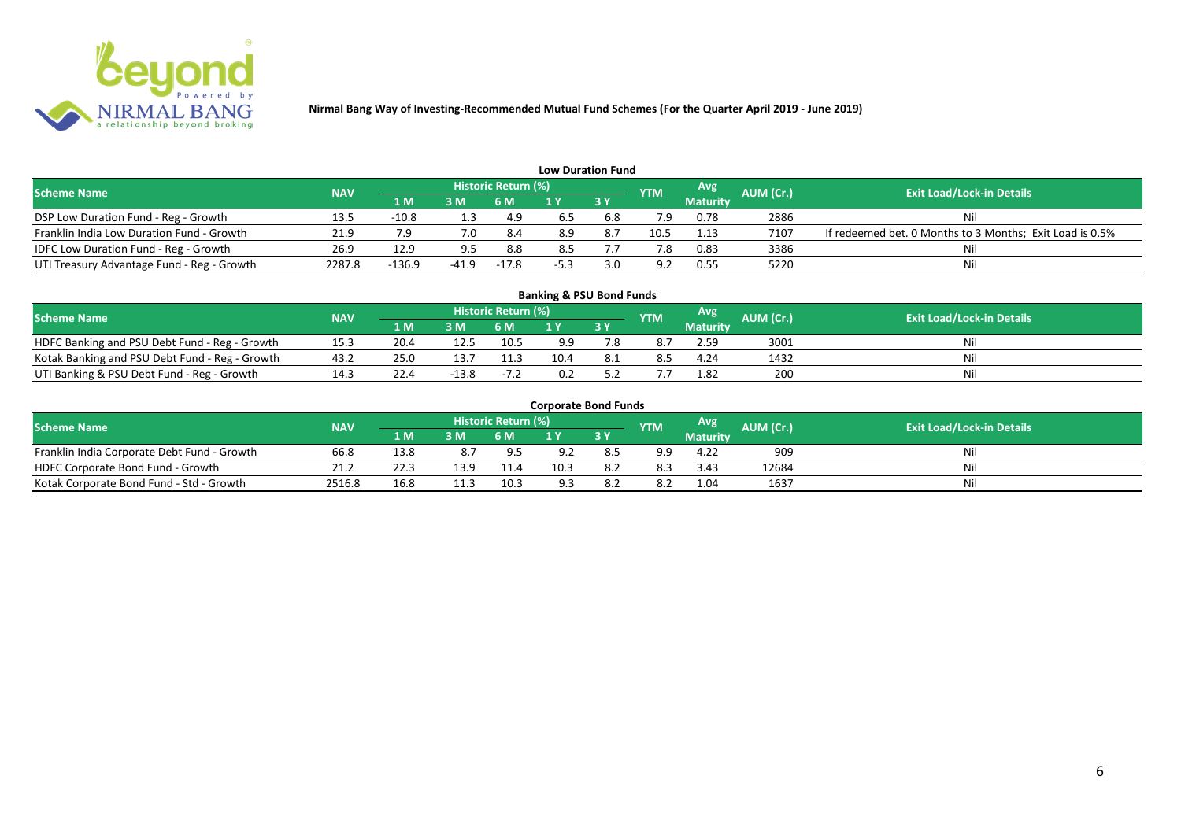**Nirmal Bang Way of Investing-Recommended Mutual Fund Schemes (For the Quarter April 2019 - June 2019)**

### Low Duration Fund

| Scheme Name | NAV | Historic Return (%) | | | | | YTM | Avg Maturity | AUM (Cr.) | Exit Load/Lock-in Details |
|---|---|---|---|---|---|---|---|---|---|---|
| | | 1 M | 3 M | 6 M | 1 Y | 3 Y | | | | |
| DSP Low Duration Fund - Reg - Growth | 13.5 | -10.8 | 1.3 | 4.9 | 6.5 | 6.8 | 7.9 | 0.78 | 2886 | Nil |
| Franklin India Low Duration Fund - Growth | 21.9 | 7.9 | 7.0 | 8.4 | 8.9 | 8.7 | 10.5 | 1.13 | 7107 | If redeemed bet. 0 Months to 3 Months; Exit Load is 0.5% |
| IDFC Low Duration Fund - Reg - Growth | 26.9 | 12.9 | 9.5 | 8.8 | 8.5 | 7.7 | 7.8 | 0.83 | 3386 | Nil |
| UTI Treasury Advantage Fund - Reg - Growth | 2287.8 | -136.9 | -41.9 | -17.8 | -5.3 | 3.0 | 9.2 | 0.55 | 5220 | Nil |

### Banking & PSU Bond Funds

| Scheme Name | NAV | Historic Return (%) | | | | | YTM | Avg Maturity | AUM (Cr.) | Exit Load/Lock-in Details |
|---|---|---|---|---|---|---|---|---|---|---|
| | | 1 M | 3 M | 6 M | 1 Y | 3 Y | | | | |
| HDFC Banking and PSU Debt Fund - Reg - Growth | 15.3 | 20.4 | 12.5 | 10.5 | 9.9 | 7.8 | 8.7 | 2.59 | 3001 | Nil |
| Kotak Banking and PSU Debt Fund - Reg - Growth | 43.2 | 25.0 | 13.7 | 11.3 | 10.4 | 8.1 | 8.5 | 4.24 | 1432 | Nil |
| UTI Banking & PSU Debt Fund - Reg - Growth | 14.3 | 22.4 | -13.8 | -7.2 | 0.2 | 5.2 | 7.7 | 1.82 | 200 | Nil |

### Corporate Bond Funds

| Scheme Name | NAV | Historic Return (%) | | | | | YTM | Avg Maturity | AUM (Cr.) | Exit Load/Lock-in Details |
|---|---|---|---|---|---|---|---|---|---|---|
| | | 1 M | 3 M | 6 M | 1 Y | 3 Y | | | | |
| Franklin India Corporate Debt Fund - Growth | 66.8 | 13.8 | 8.7 | 9.5 | 9.2 | 8.5 | 9.9 | 4.22 | 909 | Nil |
| HDFC Corporate Bond Fund - Growth | 21.2 | 22.3 | 13.9 | 11.4 | 10.3 | 8.2 | 8.3 | 3.43 | 12684 | Nil |
| Kotak Corporate Bond Fund - Std - Growth | 2516.8 | 16.8 | 11.3 | 10.3 | 9.3 | 8.2 | 8.2 | 1.04 | 1637 | Nil |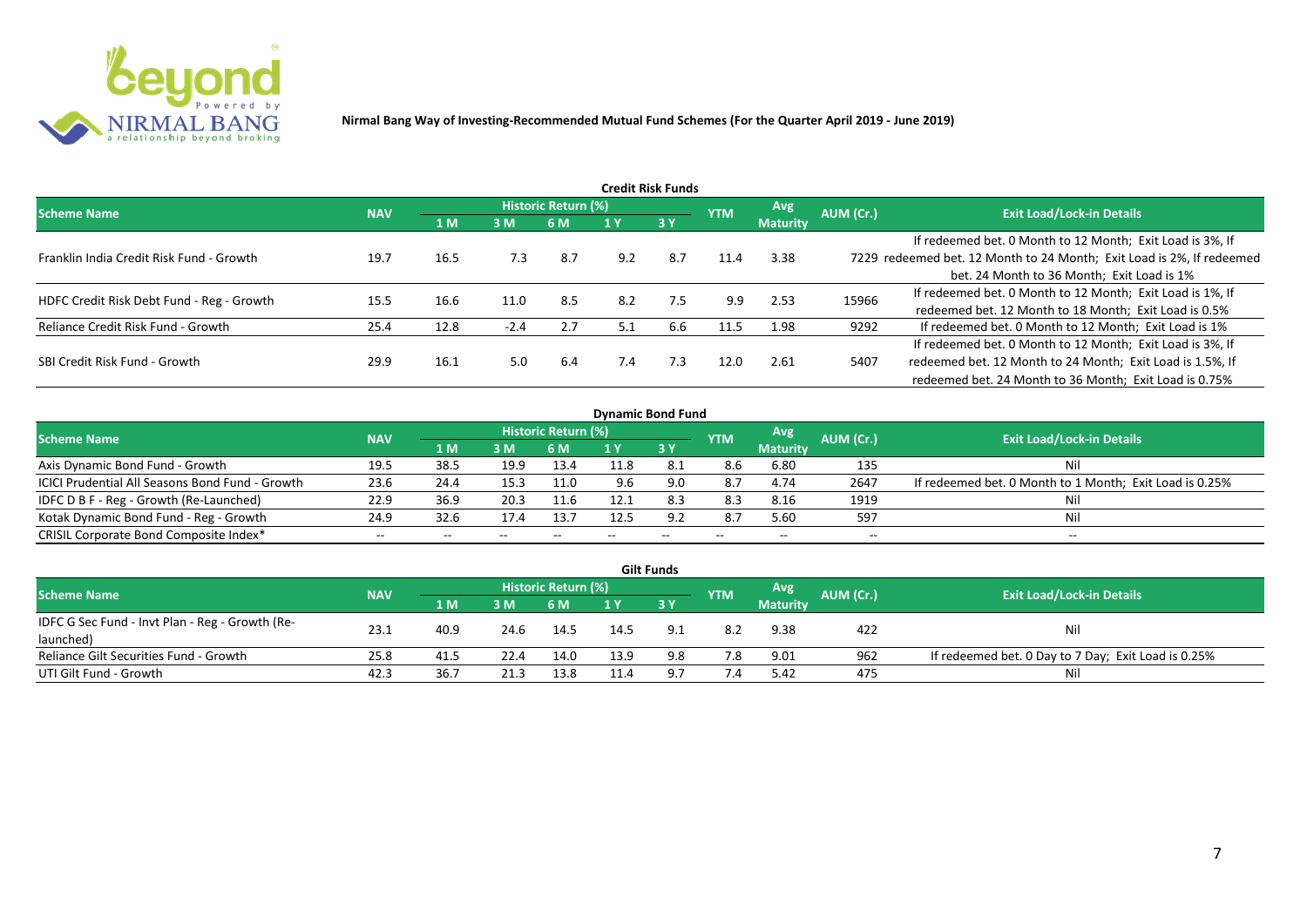**Nirmal Bang Way of Investing-Recommended Mutual Fund Schemes (For the Quarter April 2019 - June 2019)**

## Credit Risk Funds

| Scheme Name | NAV | Historic Return (%) | | | | | YTM | Avg Maturity | AUM (Cr.) | Exit Load/Lock-in Details |
|---|---|---|---|---|---|---|---|---|---|---|
| | | 1 M | 3 M | 6 M | 1 Y | 3 Y | | | | |
| Franklin India Credit Risk Fund - Growth | 19.7 | 16.5 | 7.3 | 8.7 | 9.2 | 8.7 | 11.4 | 3.38 | 7229 | If redeemed bet. 0 Month to 12 Month; Exit Load is 3%, If redeemed bet. 12 Month to 24 Month; Exit Load is 2%, If redeemed bet. 24 Month to 36 Month; Exit Load is 1% |
| HDFC Credit Risk Debt Fund - Reg - Growth | 15.5 | 16.6 | 11.0 | 8.5 | 8.2 | 7.5 | 9.9 | 2.53 | 15966 | If redeemed bet. 0 Month to 12 Month; Exit Load is 1%, If redeemed bet. 12 Month to 18 Month; Exit Load is 0.5% |
| Reliance Credit Risk Fund - Growth | 25.4 | 12.8 | -2.4 | 2.7 | 5.1 | 6.6 | 11.5 | 1.98 | 9292 | If redeemed bet. 0 Month to 12 Month; Exit Load is 1% |
| SBI Credit Risk Fund - Growth | 29.9 | 16.1 | 5.0 | 6.4 | 7.4 | 7.3 | 12.0 | 2.61 | 5407 | If redeemed bet. 0 Month to 12 Month; Exit Load is 3%, If redeemed bet. 12 Month to 24 Month; Exit Load is 1.5%, If redeemed bet. 24 Month to 36 Month; Exit Load is 0.75% |

## Dynamic Bond Fund

| Scheme Name | NAV | Historic Return (%) | | | | | YTM | Avg Maturity | AUM (Cr.) | Exit Load/Lock-in Details |
|---|---|---|---|---|---|---|---|---|---|---|
| | | 1 M | 3 M | 6 M | 1 Y | 3 Y | | | | |
| Axis Dynamic Bond Fund - Growth | 19.5 | 38.5 | 19.9 | 13.4 | 11.8 | 8.1 | 8.6 | 6.80 | 135 | Nil |
| ICICI Prudential All Seasons Bond Fund - Growth | 23.6 | 24.4 | 15.3 | 11.0 | 9.6 | 9.0 | 8.7 | 4.74 | 2647 | If redeemed bet. 0 Month to 1 Month; Exit Load is 0.25% |
| IDFC D B F - Reg - Growth (Re-Launched) | 22.9 | 36.9 | 20.3 | 11.6 | 12.1 | 8.3 | 8.3 | 8.16 | 1919 | Nil |
| Kotak Dynamic Bond Fund - Reg - Growth | 24.9 | 32.6 | 17.4 | 13.7 | 12.5 | 9.2 | 8.7 | 5.60 | 597 | Nil |
| CRISIL Corporate Bond Composite Index* | -- | -- | -- | -- | -- | -- | -- | -- | -- | -- |

## Gilt Funds

| Scheme Name | NAV | Historic Return (%) | | | | | YTM | Avg Maturity | AUM (Cr.) | Exit Load/Lock-in Details |
|---|---|---|---|---|---|---|---|---|---|---|
| | | 1 M | 3 M | 6 M | 1 Y | 3 Y | | | | |
| IDFC G Sec Fund - Invt Plan - Reg - Growth (Re-launched) | 23.1 | 40.9 | 24.6 | 14.5 | 14.5 | 9.1 | 8.2 | 9.38 | 422 | Nil |
| Reliance Gilt Securities Fund - Growth | 25.8 | 41.5 | 22.4 | 14.0 | 13.9 | 9.8 | 7.8 | 9.01 | 962 | If redeemed bet. 0 Day to 7 Day; Exit Load is 0.25% |
| UTI Gilt Fund - Growth | 42.3 | 36.7 | 21.3 | 13.8 | 11.4 | 9.7 | 7.4 | 5.42 | 475 | Nil |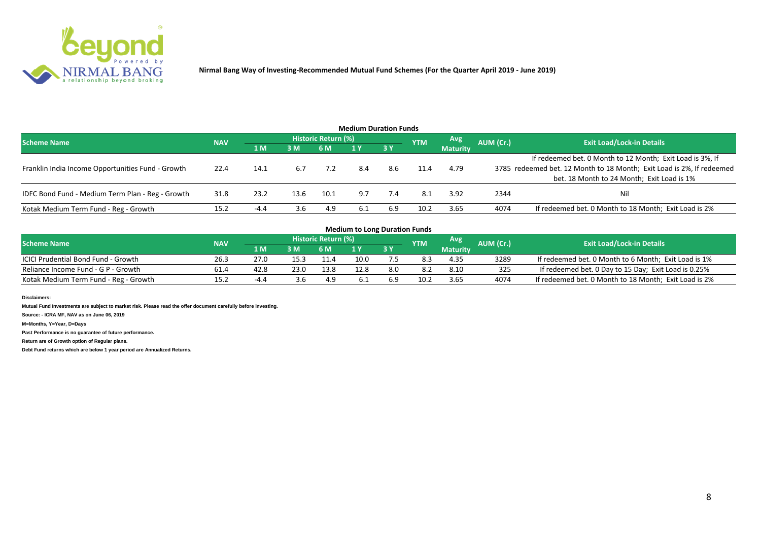**Nirmal Bang Way of Investing-Recommended Mutual Fund Schemes (For the Quarter April 2019 - June 2019)**

### Medium Duration Funds

| Scheme Name | NAV | Historic Return (%) | | | | | YTM | Avg Maturity | AUM (Cr.) | Exit Load/Lock-in Details |
|---|---|---|---|---|---|---|---|---|---|---|
| | | 1 M | 3 M | 6 M | 1 Y | 3 Y | | | | |
| Franklin India Income Opportunities Fund - Growth | 22.4 | 14.1 | 6.7 | 7.2 | 8.4 | 8.6 | 11.4 | 4.79 | 3785 | If redeemed bet. 0 Month to 12 Month; Exit Load is 3%, If redeemed bet. 12 Month to 18 Month; Exit Load is 2%, If redeemed bet. 18 Month to 24 Month; Exit Load is 1% |
| IDFC Bond Fund - Medium Term Plan - Reg - Growth | 31.8 | 23.2 | 13.6 | 10.1 | 9.7 | 7.4 | 8.1 | 3.92 | 2344 | Nil |
| Kotak Medium Term Fund - Reg - Growth | 15.2 | -4.4 | 3.6 | 4.9 | 6.1 | 6.9 | 10.2 | 3.65 | 4074 | If redeemed bet. 0 Month to 18 Month; Exit Load is 2% |

### Medium to Long Duration Funds

| Scheme Name | NAV | Historic Return (%) | | | | | YTM | Avg Maturity | AUM (Cr.) | Exit Load/Lock-in Details |
|---|---|---|---|---|---|---|---|---|---|---|
| | | 1 M | 3 M | 6 M | 1 Y | 3 Y | | | | |
| ICICI Prudential Bond Fund - Growth | 26.3 | 27.0 | 15.3 | 11.4 | 10.0 | 7.5 | 8.3 | 4.35 | 3289 | If redeemed bet. 0 Month to 6 Month; Exit Load is 1% |
| Reliance Income Fund - G P - Growth | 61.4 | 42.8 | 23.0 | 13.8 | 12.8 | 8.0 | 8.2 | 8.10 | 325 | If redeemed bet. 0 Day to 15 Day; Exit Load is 0.25% |
| Kotak Medium Term Fund - Reg - Growth | 15.2 | -4.4 | 3.6 | 4.9 | 6.1 | 6.9 | 10.2 | 3.65 | 4074 | If redeemed bet. 0 Month to 18 Month; Exit Load is 2% |

**Disclaimers:**

**Mutual Fund Investments are subject to market risk. Please read the offer document carefully before investing.**

**Source: - ICRA MF, NAV as on June 06, 2019**

**M=Months, Y=Year, D=Days**

**Past Performance is no guarantee of future performance.**

**Return are of Growth option of Regular plans.**

**Debt Fund returns which are below 1 year period are Annualized Returns.**